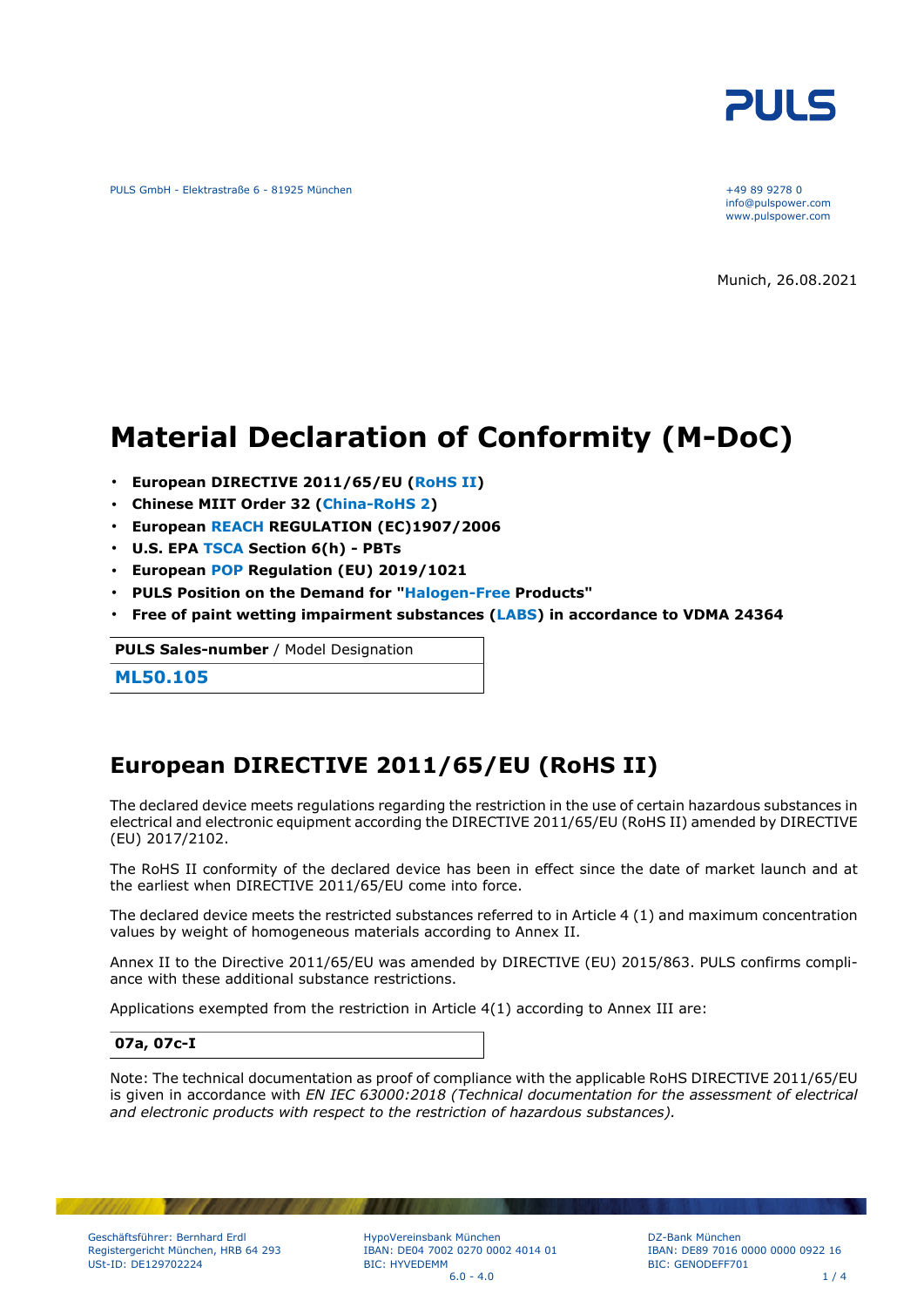PULS

PULS GmbH - Elektrastraße 6 - 81925 München

+49 89 9278 0
info@pulspower.com
www.pulspower.com

Munich, 26.08.2021

# Material Declaration of Conformity (M-DoC)

- **European DIRECTIVE 2011/65/EU (RoHS II)**
- **Chinese MIIT Order 32 (China-RoHS 2)**
- **European REACH REGULATION (EC)1907/2006**
- **U.S. EPA TSCA Section 6(h) - PBTs**
- **European POP Regulation (EU) 2019/1021**
- **PULS Position on the Demand for "Halogen-Free Products"**
- **Free of paint wetting impairment substances (LABS) in accordance to VDMA 24364**

| **PULS Sales-number** / Model Designation |
|---|
| **ML50.105** |

## European DIRECTIVE 2011/65/EU (RoHS II)

The declared device meets regulations regarding the restriction in the use of certain hazardous substances in electrical and electronic equipment according the DIRECTIVE 2011/65/EU (RoHS II) amended by DIRECTIVE (EU) 2017/2102.

The RoHS II conformity of the declared device has been in effect since the date of market launch and at the earliest when DIRECTIVE 2011/65/EU come into force.

The declared device meets the restricted substances referred to in Article 4 (1) and maximum concentration values by weight of homogeneous materials according to Annex II.

Annex II to the Directive 2011/65/EU was amended by DIRECTIVE (EU) 2015/863. PULS confirms compliance with these additional substance restrictions.

Applications exempted from the restriction in Article 4(1) according to Annex III are:

| **07a, 07c-I** |
|---|

Note: The technical documentation as proof of compliance with the applicable RoHS DIRECTIVE 2011/65/EU is given in accordance with *EN IEC 63000:2018 (Technical documentation for the assessment of electrical and electronic products with respect to the restriction of hazardous substances).*

Geschäftsführer: Bernhard Erdl
Registergericht München, HRB 64 293
USt-ID: DE129702224

HypoVereinsbank München
IBAN: DE04 7002 0270 0002 4014 01
BIC: HYVEDEMM

DZ-Bank München
IBAN: DE89 7016 0000 0000 0922 16
BIC: GENODEFF701

6.0 - 4.0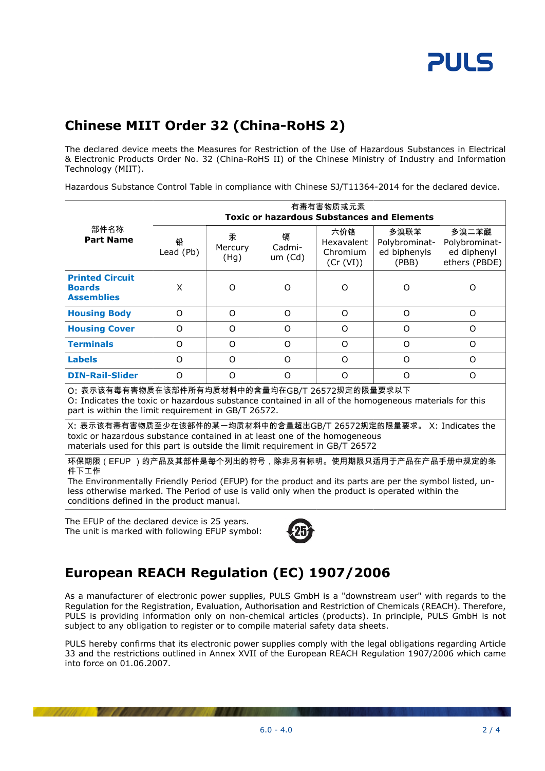## Chinese MIIT Order 32 (China-RoHS 2)

The declared device meets the Measures for Restriction of the Use of Hazardous Substances in Electrical & Electronic Products Order No. 32 (China-RoHS II) of the Chinese Ministry of Industry and Information Technology (MIIT).

Hazardous Substance Control Table in compliance with Chinese SJ/T11364-2014 for the declared device.

| 部件名称 **Part Name** | 有毒有害物质或元素 **Toxic or hazardous Substances and Elements** | | | | | |
|---|---|---|---|---|---|---|
| | 铅 Lead (Pb) | 汞 Mercury (Hg) | 镉 Cadmium (Cd) | 六价铬 Hexavalent Chromium (Cr (VI)) | 多溴联苯 Polybrominated biphenyls (PBB) | 多溴二苯醚 Polybrominated diphenyl ethers (PBDE) |
| **Printed Circuit Boards Assemblies** | X | O | O | O | O | O |
| **Housing Body** | O | O | O | O | O | O |
| **Housing Cover** | O | O | O | O | O | O |
| **Terminals** | O | O | O | O | O | O |
| **Labels** | O | O | O | O | O | O |
| **DIN-Rail-Slider** | O | O | O | O | O | O |

O: 表示该有毒有害物质在该部件所有均质材料中的含量均在GB/T 26572规定的限量要求以下
O: Indicates the toxic or hazardous substance contained in all of the homogeneous materials for this part is within the limit requirement in GB/T 26572.

X: 表示该有毒有害物质至少在该部件的某一均质材料中的含量超出GB/T 26572规定的限量要求。 X: Indicates the toxic or hazardous substance contained in at least one of the homogeneous materials used for this part is outside the limit requirement in GB/T 26572

环保期限（EFUP ）的产品及其部件是每个列出的符号，除非另有标明。使用期限只适用于产品在产品手册中规定的条件下工作
The Environmentally Friendly Period (EFUP) for the product and its parts are per the symbol listed, unless otherwise marked. The Period of use is valid only when the product is operated within the conditions defined in the product manual.

The EFUP of the declared device is 25 years.
The unit is marked with following EFUP symbol:

## European REACH Regulation (EC) 1907/2006

As a manufacturer of electronic power supplies, PULS GmbH is a "downstream user" with regards to the Regulation for the Registration, Evaluation, Authorisation and Restriction of Chemicals (REACH). Therefore, PULS is providing information only on non-chemical articles (products). In principle, PULS GmbH is not subject to any obligation to register or to compile material safety data sheets.

PULS hereby confirms that its electronic power supplies comply with the legal obligations regarding Article 33 and the restrictions outlined in Annex XVII of the European REACH Regulation 1907/2006 which came into force on 01.06.2007.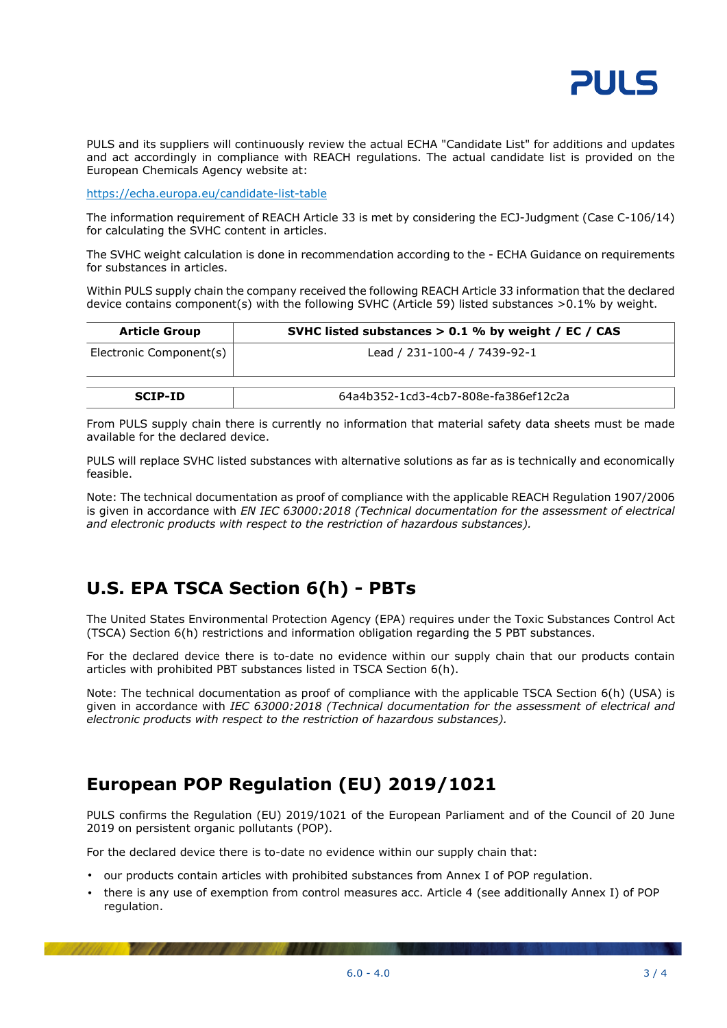PULS and its suppliers will continuously review the actual ECHA "Candidate List" for additions and updates and act accordingly in compliance with REACH regulations. The actual candidate list is provided on the European Chemicals Agency website at:

https://echa.europa.eu/candidate-list-table

The information requirement of REACH Article 33 is met by considering the ECJ-Judgment (Case C-106/14) for calculating the SVHC content in articles.

The SVHC weight calculation is done in recommendation according to the - ECHA Guidance on requirements for substances in articles.

Within PULS supply chain the company received the following REACH Article 33 information that the declared device contains component(s) with the following SVHC (Article 59) listed substances >0.1% by weight.

| Article Group | SVHC listed substances > 0.1 % by weight / EC / CAS |
|---|---|
| Electronic Component(s) | Lead / 231-100-4 / 7439-92-1 |
| **SCIP-ID** | 64a4b352-1cd3-4cb7-808e-fa386ef12c2a |

From PULS supply chain there is currently no information that material safety data sheets must be made available for the declared device.

PULS will replace SVHC listed substances with alternative solutions as far as is technically and economically feasible.

Note: The technical documentation as proof of compliance with the applicable REACH Regulation 1907/2006 is given in accordance with *EN IEC 63000:2018 (Technical documentation for the assessment of electrical and electronic products with respect to the restriction of hazardous substances).*

## U.S. EPA TSCA Section 6(h) - PBTs

The United States Environmental Protection Agency (EPA) requires under the Toxic Substances Control Act (TSCA) Section 6(h) restrictions and information obligation regarding the 5 PBT substances.

For the declared device there is to-date no evidence within our supply chain that our products contain articles with prohibited PBT substances listed in TSCA Section 6(h).

Note: The technical documentation as proof of compliance with the applicable TSCA Section 6(h) (USA) is given in accordance with *IEC 63000:2018 (Technical documentation for the assessment of electrical and electronic products with respect to the restriction of hazardous substances).*

## European POP Regulation (EU) 2019/1021

PULS confirms the Regulation (EU) 2019/1021 of the European Parliament and of the Council of 20 June 2019 on persistent organic pollutants (POP).

For the declared device there is to-date no evidence within our supply chain that:

- our products contain articles with prohibited substances from Annex I of POP regulation.
- there is any use of exemption from control measures acc. Article 4 (see additionally Annex I) of POP regulation.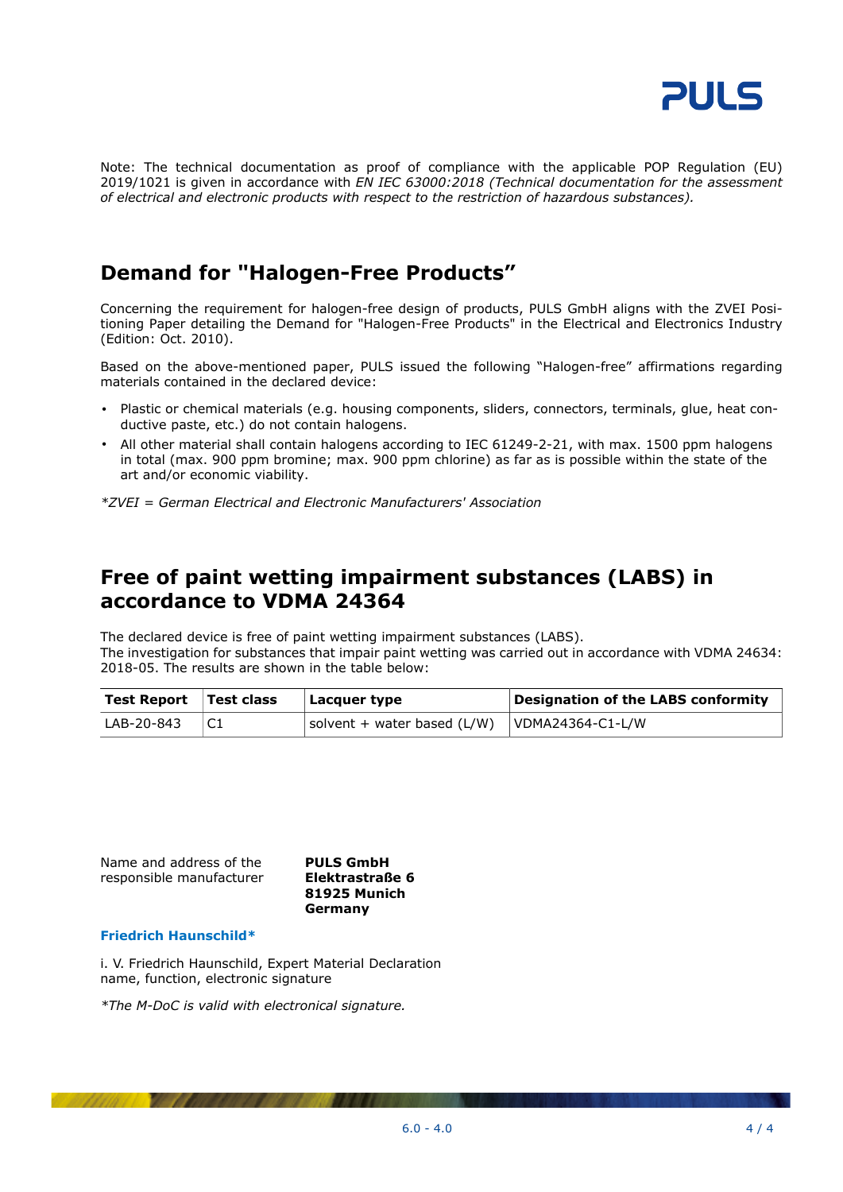Note: The technical documentation as proof of compliance with the applicable POP Regulation (EU) 2019/1021 is given in accordance with *EN IEC 63000:2018 (Technical documentation for the assessment of electrical and electronic products with respect to the restriction of hazardous substances).*

## Demand for "Halogen-Free Products”

Concerning the requirement for halogen-free design of products, PULS GmbH aligns with the ZVEI Positioning Paper detailing the Demand for "Halogen-Free Products" in the Electrical and Electronics Industry (Edition: Oct. 2010).

Based on the above-mentioned paper, PULS issued the following “Halogen-free” affirmations regarding materials contained in the declared device:

- Plastic or chemical materials (e.g. housing components, sliders, connectors, terminals, glue, heat conductive paste, etc.) do not contain halogens.
- All other material shall contain halogens according to IEC 61249-2-21, with max. 1500 ppm halogens in total (max. 900 ppm bromine; max. 900 ppm chlorine) as far as is possible within the state of the art and/or economic viability.

*\*ZVEI = German Electrical and Electronic Manufacturers' Association*

## Free of paint wetting impairment substances (LABS) in accordance to VDMA 24364

The declared device is free of paint wetting impairment substances (LABS).
The investigation for substances that impair paint wetting was carried out in accordance with VDMA 24634: 2018-05. The results are shown in the table below:

| Test Report | Test class | Lacquer type | Designation of the LABS conformity |
|---|---|---|---|
| LAB-20-843 | C1 | solvent + water based (L/W) | VDMA24364-C1-L/W |

Name and address of the responsible manufacturer

**PULS GmbH**
**Elektrastraße 6**
**81925 Munich**
**Germany**

**Friedrich Haunschild\***

i. V. Friedrich Haunschild, Expert Material Declaration
name, function, electronic signature

*\*The M-DoC is valid with electronical signature.*

6.0 - 4.0